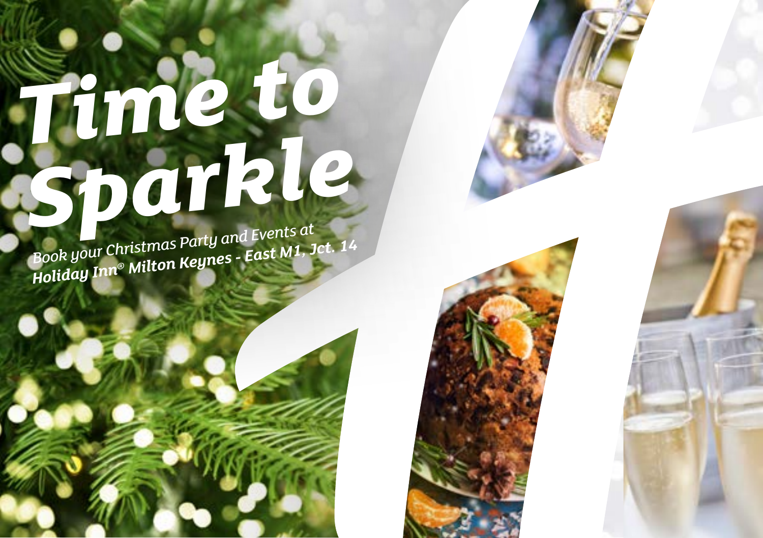# Time to Sparkle

*Book your Christmas Party and Events at*
***Holiday Inn® Milton Keynes - East M1, Jct. 14***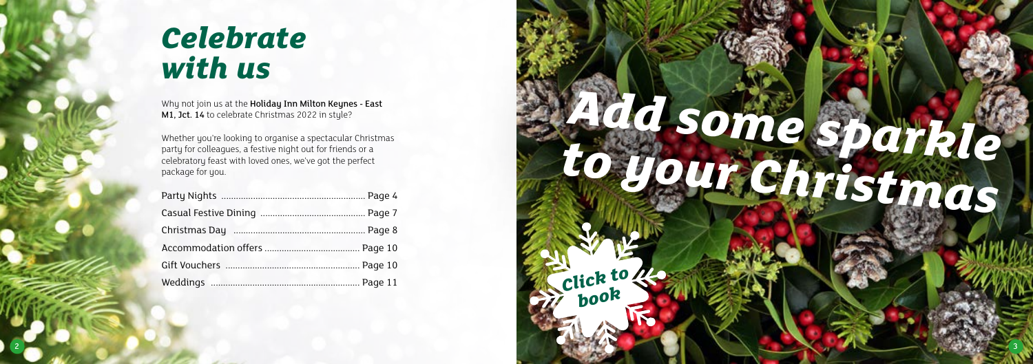# *Celebrate with us*

Why not join us at the **Holiday Inn Milton Keynes - East M1, Jct. 14** to celebrate Christmas 2022 in style?

Whether you're looking to organise a spectacular Christmas party for colleagues, a festive night out for friends or a celebratory feast with loved ones, we've got the perfect package for you.

| | |
|---|---|
| Party Nights | Page 4 |
| Casual Festive Dining | Page 7 |
| Christmas Day | Page 8 |
| Accommodation offers | Page 10 |
| Gift Vouchers | Page 10 |
| Weddings | Page 11 |

# *Add some sparkle to your Christmas*

*Click to book*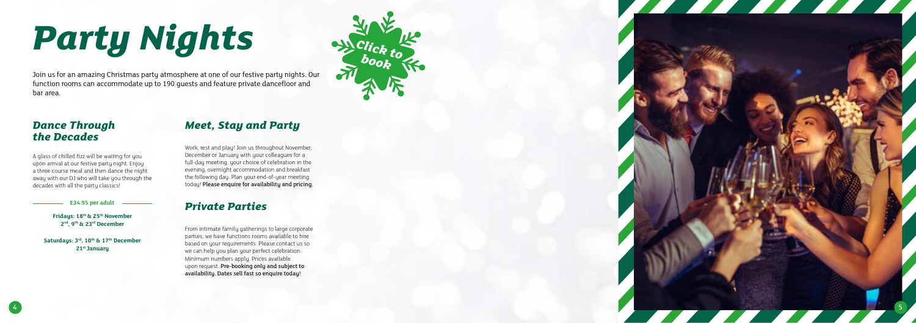# Party Nights

Join us for an amazing Christmas party atmosphere at one of our festive party nights. Our function rooms can accommodate up to 190 guests and feature private dancefloor and bar area.

Click to book

## Dance Through the Decades

A glass of chilled fizz will be waiting for you upon arrival at our festive party night. Enjoy a three course meal and then dance the night away with our DJ who will take you through the decades with all the party classics!

**£34.95 per adult**

**Fridays: 18th & 25th November**
**2nd, 9th & 23rd December**

**Saturdays: 3rd, 10th & 17th December**
**21st January**

## Meet, Stay and Party

Work, rest and play! Join us throughout November, December or January with your colleagues for a full-day meeting, your choice of celebration in the evening, overnight accommodation and breakfast the following day. Plan your end-of-year meeting today! **Please enquire for availability and pricing.**

## Private Parties

From intimate family gatherings to large corporate parties, we have functions rooms available to hire based on your requirements. Please contact us so we can help you plan your perfect celebration. Minimum numbers apply. Prices available upon request. **Pre-booking only and subject to availability. Dates sell fast so enquire today!**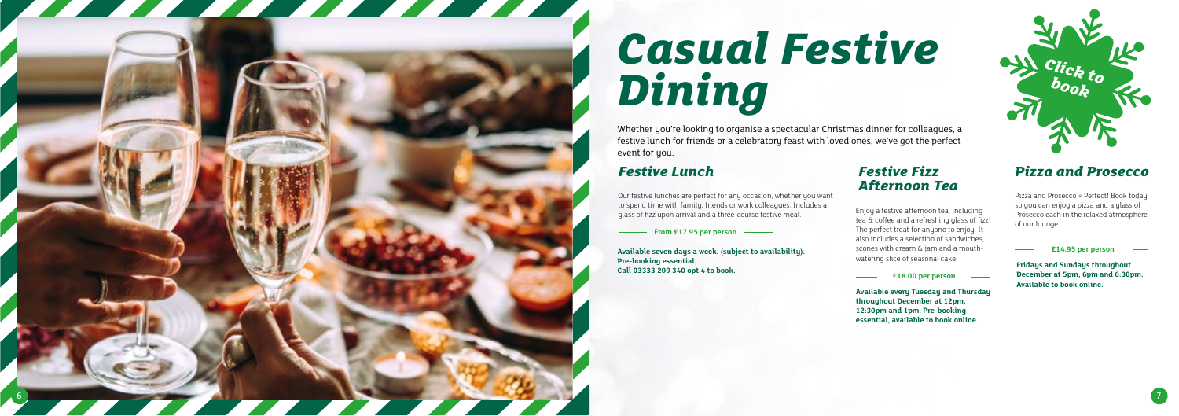# *Casual Festive Dining*

Whether you're looking to organise a spectacular Christmas dinner for colleagues, a festive lunch for friends or a celebratory feast with loved ones, we've got the perfect event for you.

*Click to book*

## *Festive Lunch*

Our festive lunches are perfect for any occasion, whether you want to spend time with family, friends or work colleagues. Includes a glass of fizz upon arrival and a three-course festive meal.

**From £17.95 per person**

**Available seven days a week. (subject to availability). Pre-booking essential. Call 03333 209 340 opt 4 to book.**

## *Festive Fizz Afternoon Tea*

Enjoy a festive afternoon tea, including tea & coffee and a refreshing glass of fizz! The perfect treat for anyone to enjoy. It also includes a selection of sandwiches, scones with cream & jam and a mouth-watering slice of seasonal cake.

**£18.00 per person**

**Available every Tuesday and Thursday throughout December at 12pm, 12:30pm and 1pm. Pre-booking essential, available to book online.**

## *Pizza and Prosecco*

Pizza and Prosecco = Perfect! Book today so you can enjoy a pizza and a glass of Prosecco each in the relaxed atmosphere of our lounge.

**£14.95 per person**

**Fridays and Sundays throughout December at 5pm, 6pm and 6:30pm. Available to book online.**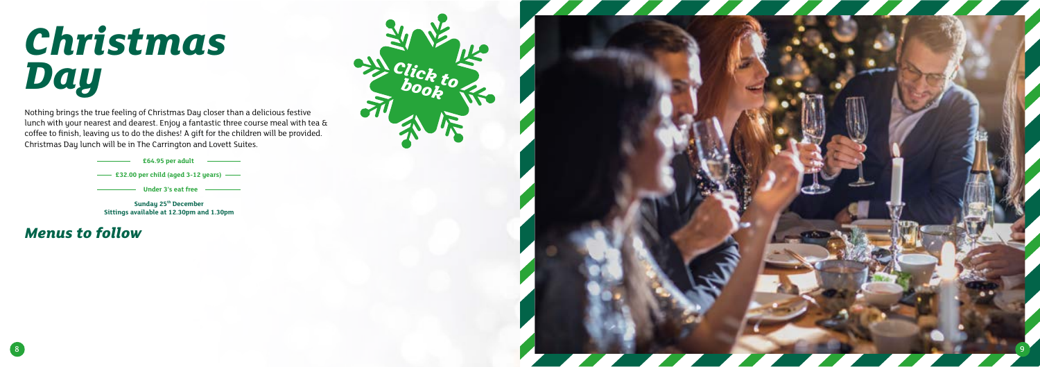# *Christmas Day*

Nothing brings the true feeling of Christmas Day closer than a delicious festive lunch with your nearest and dearest. Enjoy a fantastic three course meal with tea & coffee to finish, leaving us to do the dishes! A gift for the children will be provided. Christmas Day lunch will be in The Carrington and Lovett Suites.

**£64.95 per adult**

**£32.00 per child (aged 3-12 years)**

**Under 3's eat free**

**Sunday 25th December**
**Sittings available at 12.30pm and 1.30pm**

## *Menus to follow*

*Click to book*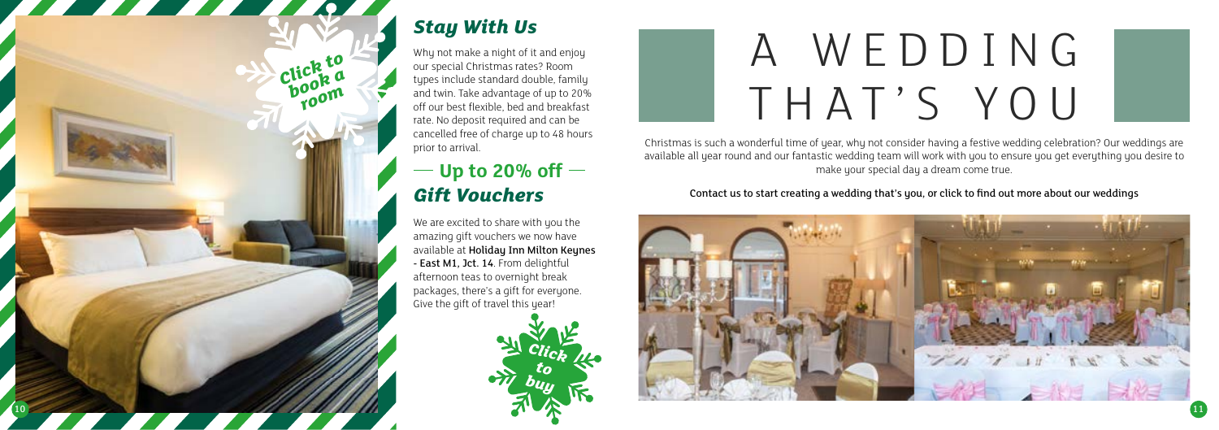Click to book a room

## Stay With Us

Why not make a night of it and enjoy our special Christmas rates? Room types include standard double, family and twin. Take advantage of up to 20% off our best flexible, bed and breakfast rate. No deposit required and can be cancelled free of charge up to 48 hours prior to arrival.

### — Up to 20% off —

## Gift Vouchers

We are excited to share with you the amazing gift vouchers we now have available at **Holiday Inn Milton Keynes - East M1, Jct. 14**. From delightful afternoon teas to overnight break packages, there's a gift for everyone. Give the gift of travel this year!

Click to buy

# A WEDDING THAT'S YOU

Christmas is such a wonderful time of year, why not consider having a festive wedding celebration? Our weddings are available all year round and our fantastic wedding team will work with you to ensure you get everything you desire to make your special day a dream come true.

Contact us to start creating a wedding that's you, or click to find out more about our weddings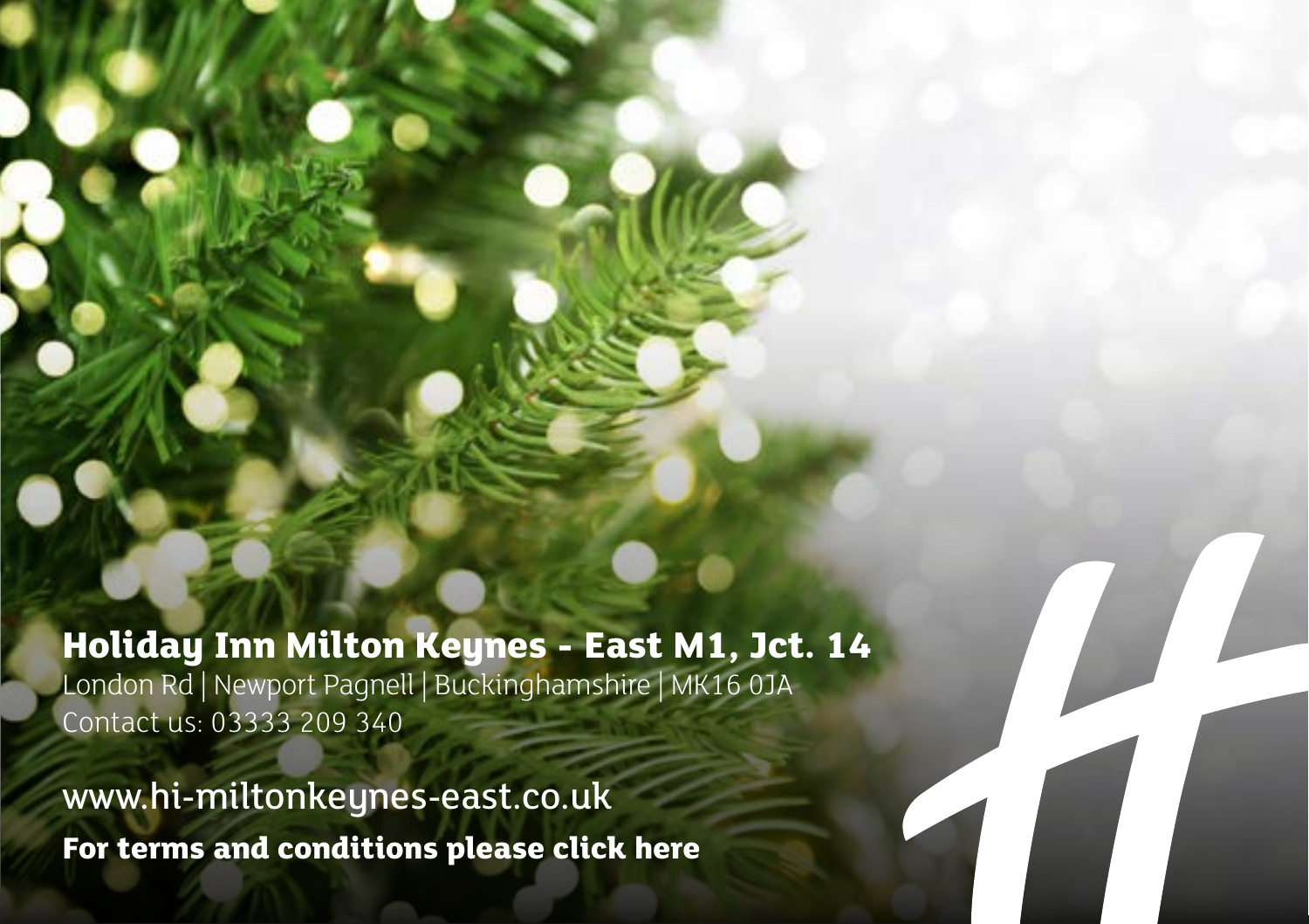**Holiday Inn Milton Keynes - East M1, Jct. 14**

London Rd | Newport Pagnell | Buckinghamshire | MK16 0JA

Contact us: 03333 209 340

www.hi-miltonkeynes-east.co.uk

**For terms and conditions please click here**